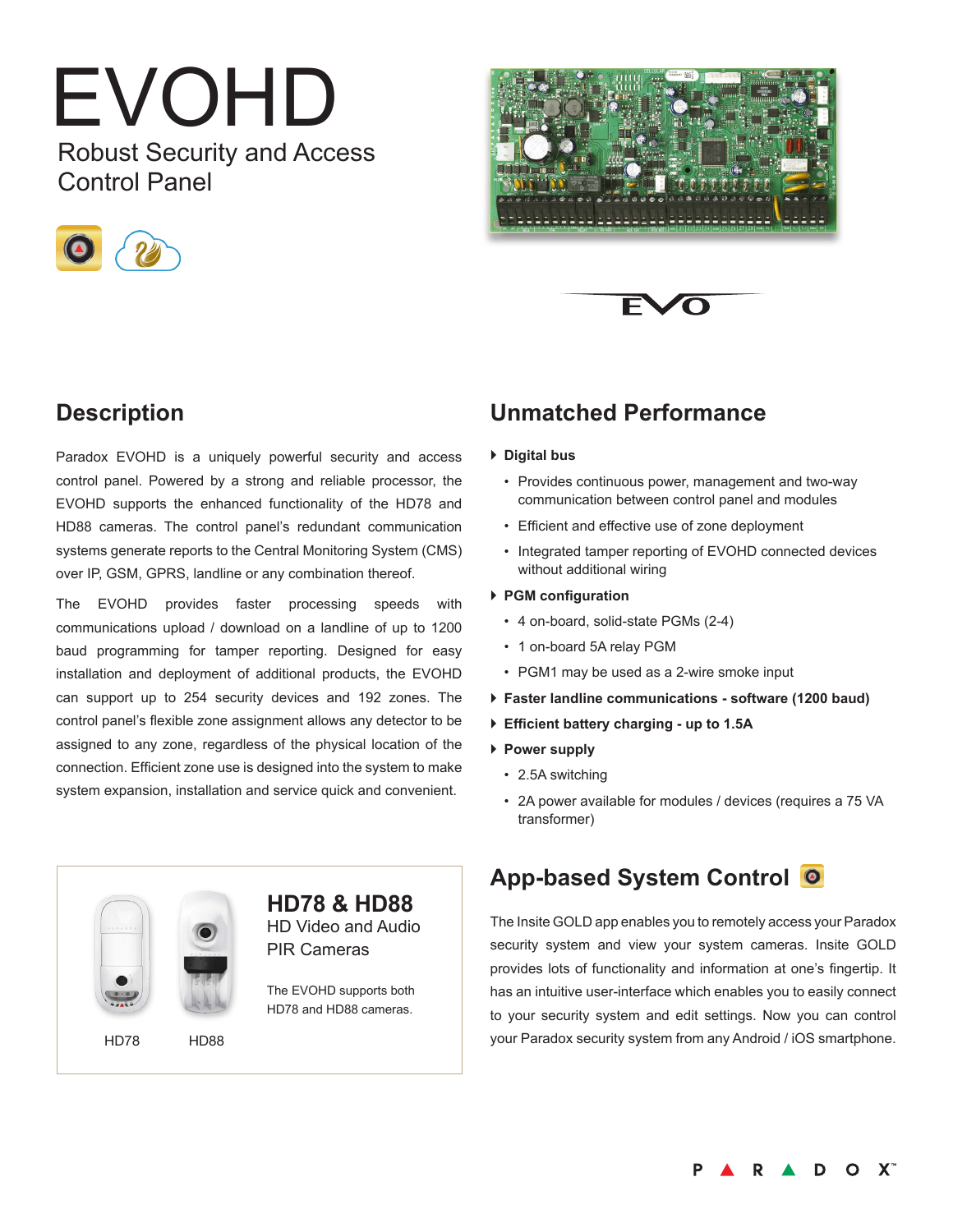# EVOHD

Robust Security and Access Control Panel

## Description

Paradox EVOHD is a uniquely powerful security and access control panel. Powered by a strong and reliable processor, the EVOHD supports the enhanced functionality of the HD78 and HD88 cameras. The control panel's redundant communication systems generate reports to the Central Monitoring System (CMS) over IP, GSM, GPRS, landline or any combination thereof.

The EVOHD provides faster processing speeds with communications upload / download on a landline of up to 1200 baud programming for tamper reporting. Designed for easy installation and deployment of additional products, the EVOHD can support up to 254 security devices and 192 zones. The control panel's flexible zone assignment allows any detector to be assigned to any zone, regardless of the physical location of the connection. Efficient zone use is designed into the system to make system expansion, installation and service quick and convenient.

### HD78 & HD88

HD Video and Audio PIR Cameras

The EVOHD supports both HD78 and HD88 cameras.

HD78 HD88

## Unmatched Performance

- **Digital bus**
  - Provides continuous power, management and two-way communication between control panel and modules
  - Efficient and effective use of zone deployment
  - Integrated tamper reporting of EVOHD connected devices without additional wiring
- **PGM configuration**
  - 4 on-board, solid-state PGMs (2-4)
  - 1 on-board 5A relay PGM
  - PGM1 may be used as a 2-wire smoke input
- **Faster landline communications - software (1200 baud)**
- **Efficient battery charging - up to 1.5A**
- **Power supply**
  - 2.5A switching
  - 2A power available for modules / devices (requires a 75 VA transformer)

## App-based System Control

The Insite GOLD app enables you to remotely access your Paradox security system and view your system cameras. Insite GOLD provides lots of functionality and information at one's fingertip. It has an intuitive user-interface which enables you to easily connect to your security system and edit settings. Now you can control your Paradox security system from any Android / iOS smartphone.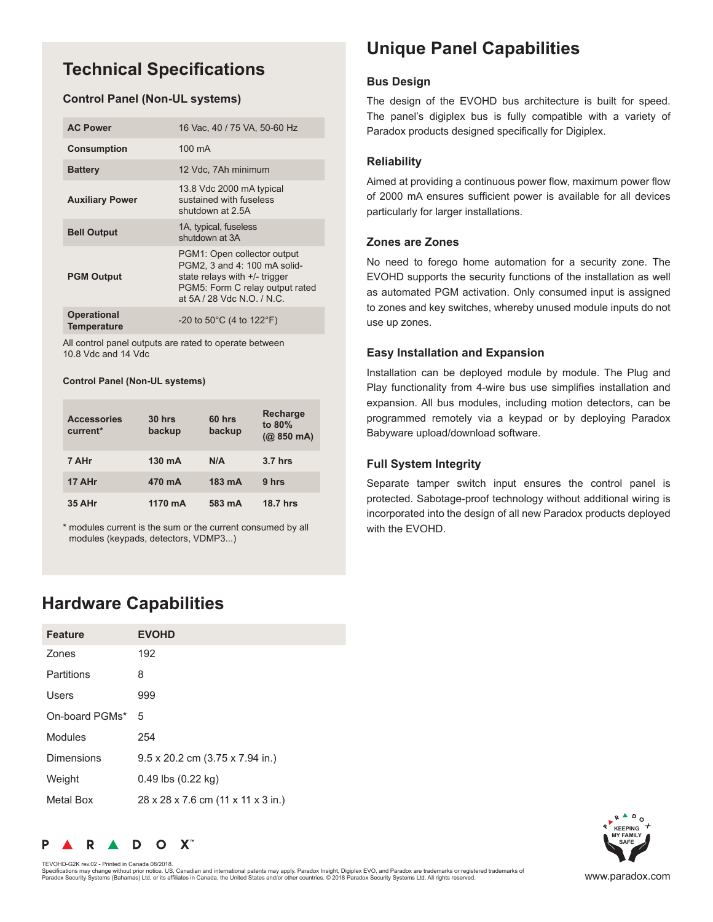## Technical Specifications

### Control Panel (Non-UL systems)

| | |
|---|---|
| **AC Power** | 16 Vac, 40 / 75 VA, 50-60 Hz |
| **Consumption** | 100 mA |
| **Battery** | 12 Vdc, 7Ah minimum |
| **Auxiliary Power** | 13.8 Vdc 2000 mA typical sustained with fuseless shutdown at 2.5A |
| **Bell Output** | 1A, typical, fuseless shutdown at 3A |
| **PGM Output** | PGM1: Open collector output<br>PGM2, 3 and 4: 100 mA solid-state relays with +/- trigger<br>PGM5: Form C relay output rated at 5A / 28 Vdc N.O. / N.C. |
| **Operational Temperature** | -20 to 50°C (4 to 122°F) |

All control panel outputs are rated to operate between 10.8 Vdc and 14 Vdc

**Control Panel (Non-UL systems)**

| Accessories current* | 30 hrs backup | 60 hrs backup | Recharge to 80% (@ 850 mA) |
|---|---|---|---|
| **7 AHr** | **130 mA** | **N/A** | **3.7 hrs** |
| **17 AHr** | **470 mA** | **183 mA** | **9 hrs** |
| **35 AHr** | **1170 mA** | **583 mA** | **18.7 hrs** |

\* modules current is the sum or the current consumed by all modules (keypads, detectors, VDMP3...)

## Hardware Capabilities

| Feature | EVOHD |
|---|---|
| Zones | 192 |
| Partitions | 8 |
| Users | 999 |
| On-board PGMs* | 5 |
| Modules | 254 |
| Dimensions | 9.5 x 20.2 cm (3.75 x 7.94 in.) |
| Weight | 0.49 lbs (0.22 kg) |
| Metal Box | 28 x 28 x 7.6 cm (11 x 11 x 3 in.) |

## Unique Panel Capabilities

### Bus Design

The design of the EVOHD bus architecture is built for speed. The panel's digiplex bus is fully compatible with a variety of Paradox products designed specifically for Digiplex.

### Reliability

Aimed at providing a continuous power flow, maximum power flow of 2000 mA ensures sufficient power is available for all devices particularly for larger installations.

### Zones are Zones

No need to forego home automation for a security zone. The EVOHD supports the security functions of the installation as well as automated PGM activation. Only consumed input is assigned to zones and key switches, whereby unused module inputs do not use up zones.

### Easy Installation and Expansion

Installation can be deployed module by module. The Plug and Play functionality from 4-wire bus use simplifies installation and expansion. All bus modules, including motion detectors, can be programmed remotely via a keypad or by deploying Paradox Babyware upload/download software.

### Full System Integrity

Separate tamper switch input ensures the control panel is protected. Sabotage-proof technology without additional wiring is incorporated into the design of all new Paradox products deployed with the EVOHD.

PARADOX™

KEEPING MY FAMILY SAFE

TEVOHD-G2K rev.02 - Printed in Canada 08/2018.
Specifications may change without prior notice. US, Canadian and international patents may apply. Paradox Insight, Digiplex EVO, and Paradox are trademarks or registered trademarks of Paradox Security Systems (Bahamas) Ltd. or its affiliates in Canada, the United States and/or other countries. © 2018 Paradox Security Systems Ltd. All rights reserved.

www.paradox.com